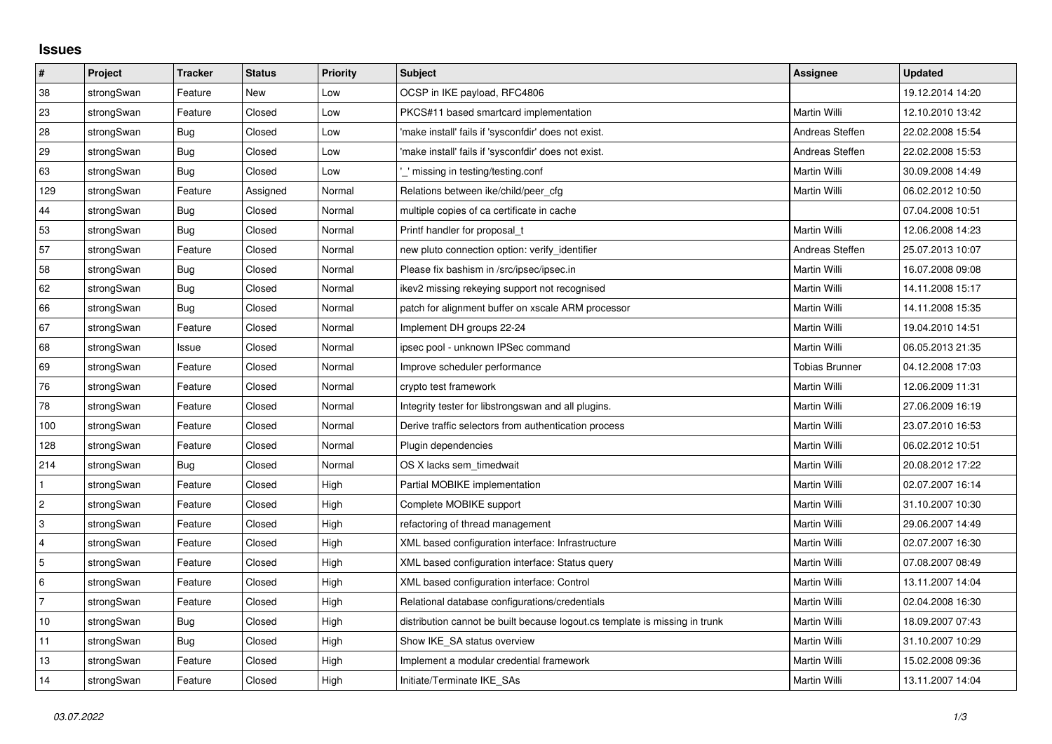## Issues

| # | Project | Tracker | Status | Priority | Subject | Assignee | Updated |
|---|---|---|---|---|---|---|---|
| 38 | strongSwan | Feature | New | Low | OCSP in IKE payload, RFC4806 | | 19.12.2014 14:20 |
| 23 | strongSwan | Feature | Closed | Low | PKCS#11 based smartcard implementation | Martin Willi | 12.10.2010 13:42 |
| 28 | strongSwan | Bug | Closed | Low | 'make install' fails if 'sysconfdir' does not exist. | Andreas Steffen | 22.02.2008 15:54 |
| 29 | strongSwan | Bug | Closed | Low | 'make install' fails if 'sysconfdir' does not exist. | Andreas Steffen | 22.02.2008 15:53 |
| 63 | strongSwan | Bug | Closed | Low | '_' missing in testing/testing.conf | Martin Willi | 30.09.2008 14:49 |
| 129 | strongSwan | Feature | Assigned | Normal | Relations between ike/child/peer_cfg | Martin Willi | 06.02.2012 10:50 |
| 44 | strongSwan | Bug | Closed | Normal | multiple copies of ca certificate in cache | | 07.04.2008 10:51 |
| 53 | strongSwan | Bug | Closed | Normal | Printf handler for proposal_t | Martin Willi | 12.06.2008 14:23 |
| 57 | strongSwan | Feature | Closed | Normal | new pluto connection option: verify_identifier | Andreas Steffen | 25.07.2013 10:07 |
| 58 | strongSwan | Bug | Closed | Normal | Please fix bashism in /src/ipsec/ipsec.in | Martin Willi | 16.07.2008 09:08 |
| 62 | strongSwan | Bug | Closed | Normal | ikev2 missing rekeying support not recognised | Martin Willi | 14.11.2008 15:17 |
| 66 | strongSwan | Bug | Closed | Normal | patch for alignment buffer on xscale ARM processor | Martin Willi | 14.11.2008 15:35 |
| 67 | strongSwan | Feature | Closed | Normal | Implement DH groups 22-24 | Martin Willi | 19.04.2010 14:51 |
| 68 | strongSwan | Issue | Closed | Normal | ipsec pool - unknown IPSec command | Martin Willi | 06.05.2013 21:35 |
| 69 | strongSwan | Feature | Closed | Normal | Improve scheduler performance | Tobias Brunner | 04.12.2008 17:03 |
| 76 | strongSwan | Feature | Closed | Normal | crypto test framework | Martin Willi | 12.06.2009 11:31 |
| 78 | strongSwan | Feature | Closed | Normal | Integrity tester for libstrongswan and all plugins. | Martin Willi | 27.06.2009 16:19 |
| 100 | strongSwan | Feature | Closed | Normal | Derive traffic selectors from authentication process | Martin Willi | 23.07.2010 16:53 |
| 128 | strongSwan | Feature | Closed | Normal | Plugin dependencies | Martin Willi | 06.02.2012 10:51 |
| 214 | strongSwan | Bug | Closed | Normal | OS X lacks sem_timedwait | Martin Willi | 20.08.2012 17:22 |
| 1 | strongSwan | Feature | Closed | High | Partial MOBIKE implementation | Martin Willi | 02.07.2007 16:14 |
| 2 | strongSwan | Feature | Closed | High | Complete MOBIKE support | Martin Willi | 31.10.2007 10:30 |
| 3 | strongSwan | Feature | Closed | High | refactoring of thread management | Martin Willi | 29.06.2007 14:49 |
| 4 | strongSwan | Feature | Closed | High | XML based configuration interface: Infrastructure | Martin Willi | 02.07.2007 16:30 |
| 5 | strongSwan | Feature | Closed | High | XML based configuration interface: Status query | Martin Willi | 07.08.2007 08:49 |
| 6 | strongSwan | Feature | Closed | High | XML based configuration interface: Control | Martin Willi | 13.11.2007 14:04 |
| 7 | strongSwan | Feature | Closed | High | Relational database configurations/credentials | Martin Willi | 02.04.2008 16:30 |
| 10 | strongSwan | Bug | Closed | High | distribution cannot be built because logout.cs template is missing in trunk | Martin Willi | 18.09.2007 07:43 |
| 11 | strongSwan | Bug | Closed | High | Show IKE_SA status overview | Martin Willi | 31.10.2007 10:29 |
| 13 | strongSwan | Feature | Closed | High | Implement a modular credential framework | Martin Willi | 15.02.2008 09:36 |
| 14 | strongSwan | Feature | Closed | High | Initiate/Terminate IKE_SAs | Martin Willi | 13.11.2007 14:04 |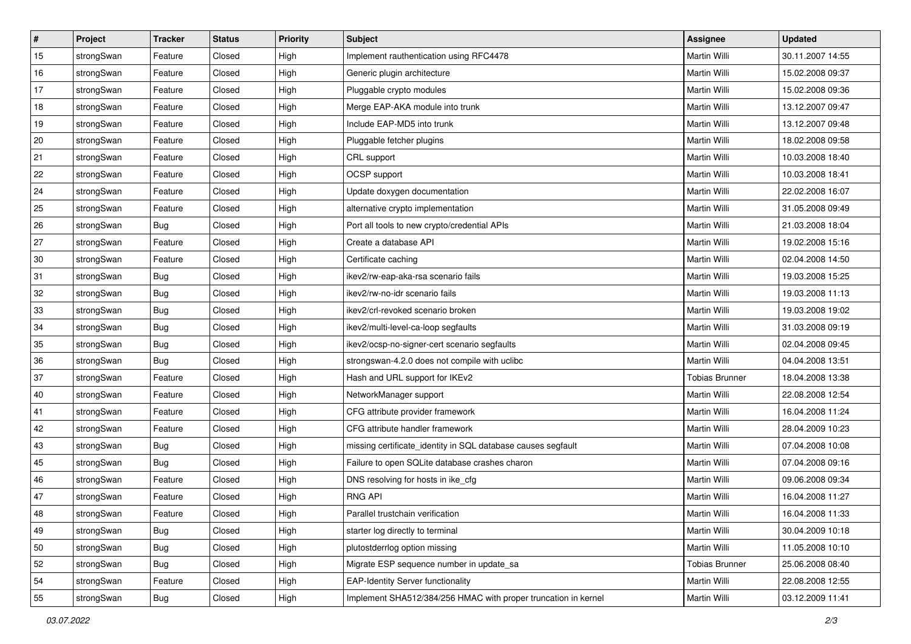| # | Project | Tracker | Status | Priority | Subject | Assignee | Updated |
|---|---|---|---|---|---|---|---|
| 15 | strongSwan | Feature | Closed | High | Implement rauthentication using RFC4478 | Martin Willi | 30.11.2007 14:55 |
| 16 | strongSwan | Feature | Closed | High | Generic plugin architecture | Martin Willi | 15.02.2008 09:37 |
| 17 | strongSwan | Feature | Closed | High | Pluggable crypto modules | Martin Willi | 15.02.2008 09:36 |
| 18 | strongSwan | Feature | Closed | High | Merge EAP-AKA module into trunk | Martin Willi | 13.12.2007 09:47 |
| 19 | strongSwan | Feature | Closed | High | Include EAP-MD5 into trunk | Martin Willi | 13.12.2007 09:48 |
| 20 | strongSwan | Feature | Closed | High | Pluggable fetcher plugins | Martin Willi | 18.02.2008 09:58 |
| 21 | strongSwan | Feature | Closed | High | CRL support | Martin Willi | 10.03.2008 18:40 |
| 22 | strongSwan | Feature | Closed | High | OCSP support | Martin Willi | 10.03.2008 18:41 |
| 24 | strongSwan | Feature | Closed | High | Update doxygen documentation | Martin Willi | 22.02.2008 16:07 |
| 25 | strongSwan | Feature | Closed | High | alternative crypto implementation | Martin Willi | 31.05.2008 09:49 |
| 26 | strongSwan | Bug | Closed | High | Port all tools to new crypto/credential APIs | Martin Willi | 21.03.2008 18:04 |
| 27 | strongSwan | Feature | Closed | High | Create a database API | Martin Willi | 19.02.2008 15:16 |
| 30 | strongSwan | Feature | Closed | High | Certificate caching | Martin Willi | 02.04.2008 14:50 |
| 31 | strongSwan | Bug | Closed | High | ikev2/rw-eap-aka-rsa scenario fails | Martin Willi | 19.03.2008 15:25 |
| 32 | strongSwan | Bug | Closed | High | ikev2/rw-no-idr scenario fails | Martin Willi | 19.03.2008 11:13 |
| 33 | strongSwan | Bug | Closed | High | ikev2/crl-revoked scenario broken | Martin Willi | 19.03.2008 19:02 |
| 34 | strongSwan | Bug | Closed | High | ikev2/multi-level-ca-loop segfaults | Martin Willi | 31.03.2008 09:19 |
| 35 | strongSwan | Bug | Closed | High | ikev2/ocsp-no-signer-cert scenario segfaults | Martin Willi | 02.04.2008 09:45 |
| 36 | strongSwan | Bug | Closed | High | strongswan-4.2.0 does not compile with uclibc | Martin Willi | 04.04.2008 13:51 |
| 37 | strongSwan | Feature | Closed | High | Hash and URL support for IKEv2 | Tobias Brunner | 18.04.2008 13:38 |
| 40 | strongSwan | Feature | Closed | High | NetworkManager support | Martin Willi | 22.08.2008 12:54 |
| 41 | strongSwan | Feature | Closed | High | CFG attribute provider framework | Martin Willi | 16.04.2008 11:24 |
| 42 | strongSwan | Feature | Closed | High | CFG attribute handler framework | Martin Willi | 28.04.2009 10:23 |
| 43 | strongSwan | Bug | Closed | High | missing certificate_identity in SQL database causes segfault | Martin Willi | 07.04.2008 10:08 |
| 45 | strongSwan | Bug | Closed | High | Failure to open SQLite database crashes charon | Martin Willi | 07.04.2008 09:16 |
| 46 | strongSwan | Feature | Closed | High | DNS resolving for hosts in ike_cfg | Martin Willi | 09.06.2008 09:34 |
| 47 | strongSwan | Feature | Closed | High | RNG API | Martin Willi | 16.04.2008 11:27 |
| 48 | strongSwan | Feature | Closed | High | Parallel trustchain verification | Martin Willi | 16.04.2008 11:33 |
| 49 | strongSwan | Bug | Closed | High | starter log directly to terminal | Martin Willi | 30.04.2009 10:18 |
| 50 | strongSwan | Bug | Closed | High | plutostderrlog option missing | Martin Willi | 11.05.2008 10:10 |
| 52 | strongSwan | Bug | Closed | High | Migrate ESP sequence number in update_sa | Tobias Brunner | 25.06.2008 08:40 |
| 54 | strongSwan | Feature | Closed | High | EAP-Identity Server functionality | Martin Willi | 22.08.2008 12:55 |
| 55 | strongSwan | Bug | Closed | High | Implement SHA512/384/256 HMAC with proper truncation in kernel | Martin Willi | 03.12.2009 11:41 |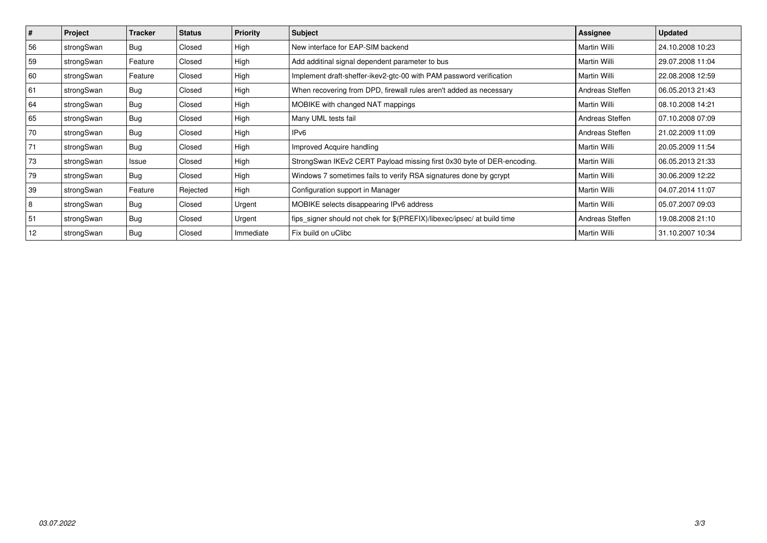| # | Project | Tracker | Status | Priority | Subject | Assignee | Updated |
|---|---|---|---|---|---|---|---|
| 56 | strongSwan | Bug | Closed | High | New interface for EAP-SIM backend | Martin Willi | 24.10.2008 10:23 |
| 59 | strongSwan | Feature | Closed | High | Add additinal signal dependent parameter to bus | Martin Willi | 29.07.2008 11:04 |
| 60 | strongSwan | Feature | Closed | High | Implement draft-sheffer-ikev2-gtc-00 with PAM password verification | Martin Willi | 22.08.2008 12:59 |
| 61 | strongSwan | Bug | Closed | High | When recovering from DPD, firewall rules aren't added as necessary | Andreas Steffen | 06.05.2013 21:43 |
| 64 | strongSwan | Bug | Closed | High | MOBIKE with changed NAT mappings | Martin Willi | 08.10.2008 14:21 |
| 65 | strongSwan | Bug | Closed | High | Many UML tests fail | Andreas Steffen | 07.10.2008 07:09 |
| 70 | strongSwan | Bug | Closed | High | IPv6 | Andreas Steffen | 21.02.2009 11:09 |
| 71 | strongSwan | Bug | Closed | High | Improved Acquire handling | Martin Willi | 20.05.2009 11:54 |
| 73 | strongSwan | Issue | Closed | High | StrongSwan IKEv2 CERT Payload missing first 0x30 byte of DER-encoding. | Martin Willi | 06.05.2013 21:33 |
| 79 | strongSwan | Bug | Closed | High | Windows 7 sometimes fails to verify RSA signatures done by gcrypt | Martin Willi | 30.06.2009 12:22 |
| 39 | strongSwan | Feature | Rejected | High | Configuration support in Manager | Martin Willi | 04.07.2014 11:07 |
| 8 | strongSwan | Bug | Closed | Urgent | MOBIKE selects disappearing IPv6 address | Martin Willi | 05.07.2007 09:03 |
| 51 | strongSwan | Bug | Closed | Urgent | fips_signer should not chek for $(PREFIX)/libexec/ipsec/ at build time | Andreas Steffen | 19.08.2008 21:10 |
| 12 | strongSwan | Bug | Closed | Immediate | Fix build on uClibc | Martin Willi | 31.10.2007 10:34 |